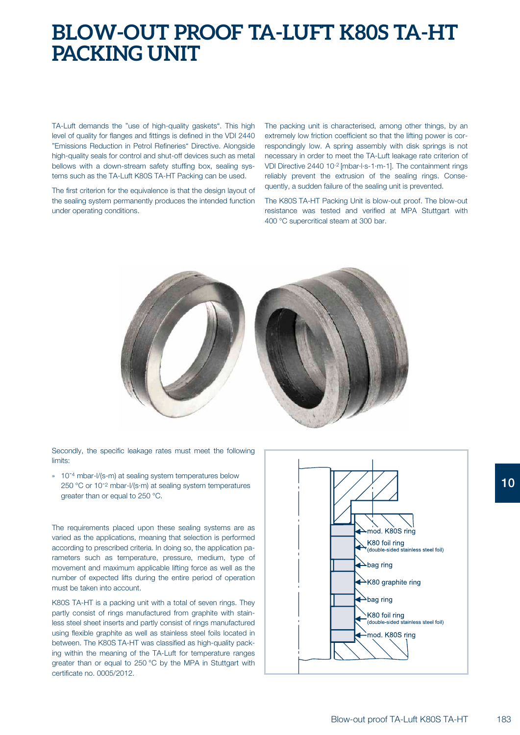# BLOW-OUT PROOF TA-LUFT K80S TA-HT PACKING UNIT

TA-Luft demands the "use of high-quality gaskets". This high level of quality for flanges and fittings is defined in the VDI 2440 "Emissions Reduction in Petrol Refineries" Directive. Alongside high-quality seals for control and shut-off devices such as metal bellows with a down-stream safety stuffing box, sealing systems such as the TA-Luft K80S TA-HT Packing can be used.

The first criterion for the equivalence is that the design layout of the sealing system permanently produces the intended function under operating conditions.

The packing unit is characterised, among other things, by an extremely low friction coefficient so that the lifting power is correspondingly low. A spring assembly with disk springs is not necessary in order to meet the TA-Luft leakage rate criterion of VDI Directive 2440 $10^{-2}$ [mbar·l·s-1·m-1]. The containment rings reliably prevent the extrusion of the sealing rings. Consequently, a sudden failure of the sealing unit is prevented.

The K80S TA-HT Packing Unit is blow-out proof. The blow-out resistance was tested and verified at MPA Stuttgart with 400 °C supercritical steam at 300 bar.

Secondly, the specific leakage rates must meet the following limits:

- $10^{-4}$ mbar-l/(s-m) at sealing system temperatures below 250 °C or $10^{-2}$ mbar-l/(s·m) at sealing system temperatures greater than or equal to 250 °C.

The requirements placed upon these sealing systems are as varied as the applications, meaning that selection is performed according to prescribed criteria. In doing so, the application parameters such as temperature, pressure, medium, type of movement and maximum applicable lifting force as well as the number of expected lifts during the entire period of operation must be taken into account.

K80S TA-HT is a packing unit with a total of seven rings. They partly consist of rings manufactured from graphite with stainless steel sheet inserts and partly consist of rings manufactured using flexible graphite as well as stainless steel foils located in between. The K80S TA-HT was classified as high-quality packing within the meaning of the TA-Luft for temperature ranges greater than or equal to 250 °C by the MPA in Stuttgart with certificate no. 0005/2012.

- mod. K80S ring
- K80 foil ring (double-sided stainless steel foil)
- bag ring
- K80 graphite ring
- bag ring
- K80 foil ring (double-sided stainless steel foil)
- mod. K80S ring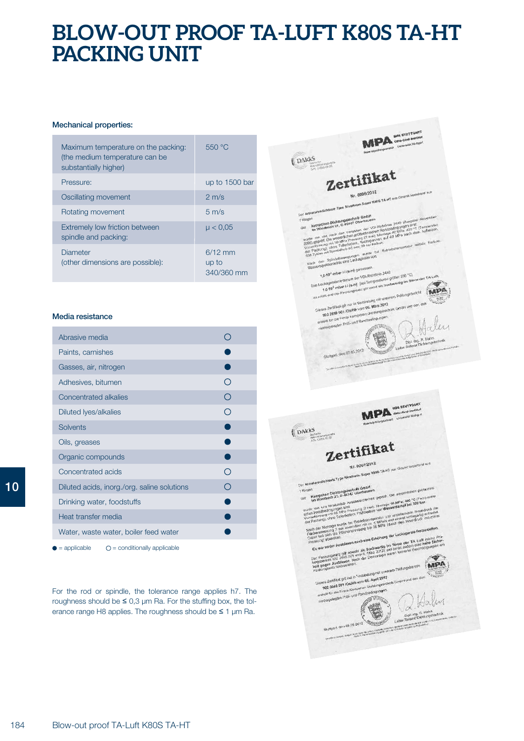# BLOW-OUT PROOF TA-LUFT K80S TA-HT PACKING UNIT

#### Mechanical properties:

| | |
|---|---|
| Maximum temperature on the packing: (the medium temperature can be substantially higher) | 550 °C |
| Pressure: | up to 1500 bar |
| Oscillating movement | 2 m/s |
| Rotating movement | 5 m/s |
| Extremely low friction between spindle and packing: | μ < 0,05 |
| Diameter (other dimensions are possible): | 6/12 mm up to 340/360 mm |

#### Media resistance

| | |
|---|---|
| Abrasive media | ○ |
| Paints, carnishes | ● |
| Gasses, air, nitrogen | ● |
| Adhesives, bitumen | ○ |
| Concentrated alkalies | ○ |
| Diluted lyes/alkalies | ○ |
| Solvents | ● |
| Oils, greases | ● |
| Organic compounds | ● |
| Concentrated acids | ○ |
| Diluted acids, inorg./org. saline solutions | ○ |
| Drinking water, foodstuffs | ● |
| Heat transfer media | ● |
| Water, waste water, boiler feed water | ● |

● = applicable ○ = conditionally applicable

For the rod or spindle, the tolerance range applies h7. The roughness should be ≤ 0,3 μm Ra. For the stuffing box, the tolerance range H8 applies. The roughness should be ≤ 1 μm Ra.

MPA Stuttgart – Zertifikat Nr. 8006/2012

MPA Stuttgart – Zertifikat Nr. 8007/2012